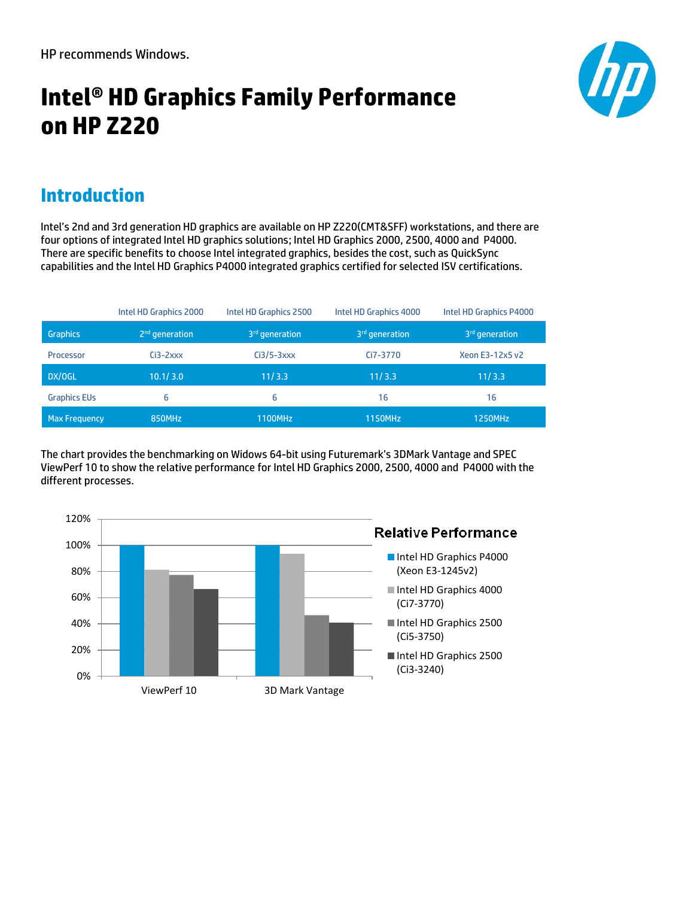HP recommends Windows.

# Intel® HD Graphics Family Performance on HP Z220

## Introduction

Intel's 2nd and 3rd generation HD graphics are available on HP Z220(CMT&SFF) workstations, and there are four options of integrated Intel HD graphics solutions; Intel HD Graphics 2000, 2500, 4000 and P4000. There are specific benefits to choose Intel integrated graphics, besides the cost, such as QuickSync capabilities and the Intel HD Graphics P4000 integrated graphics certified for selected ISV certifications.

| | Intel HD Graphics 2000 | Intel HD Graphics 2500 | Intel HD Graphics 4000 | Intel HD Graphics P4000 |
|---|---|---|---|---|
| Graphics | 2nd generation | 3rd generation | 3rd generation | 3rd generation |
| Processor | Ci3-2xxx | Ci3/5-3xxx | Ci7-3770 | Xeon E3-12x5 v2 |
| DX/OGL | 10.1/ 3.0 | 11/ 3.3 | 11/ 3.3 | 11/ 3.3 |
| Graphics EUs | 6 | 6 | 16 | 16 |
| Max Frequency | 850MHz | 1100MHz | 1150MHz | 1250MHz |

The chart provides the benchmarking on Widows 64-bit using Futuremark's 3DMark Vantage and SPEC ViewPerf 10 to show the relative performance for Intel HD Graphics 2000, 2500, 4000 and P4000 with the different processes.

**Relative Performance**

- Intel HD Graphics P4000 (Xeon E3-1245v2)
- Intel HD Graphics 4000 (Ci7-3770)
- Intel HD Graphics 2500 (Ci5-3750)
- Intel HD Graphics 2500 (Ci3-3240)

Axis labels: 0%, 20%, 40%, 60%, 80%, 100%, 120%; ViewPerf 10; 3D Mark Vantage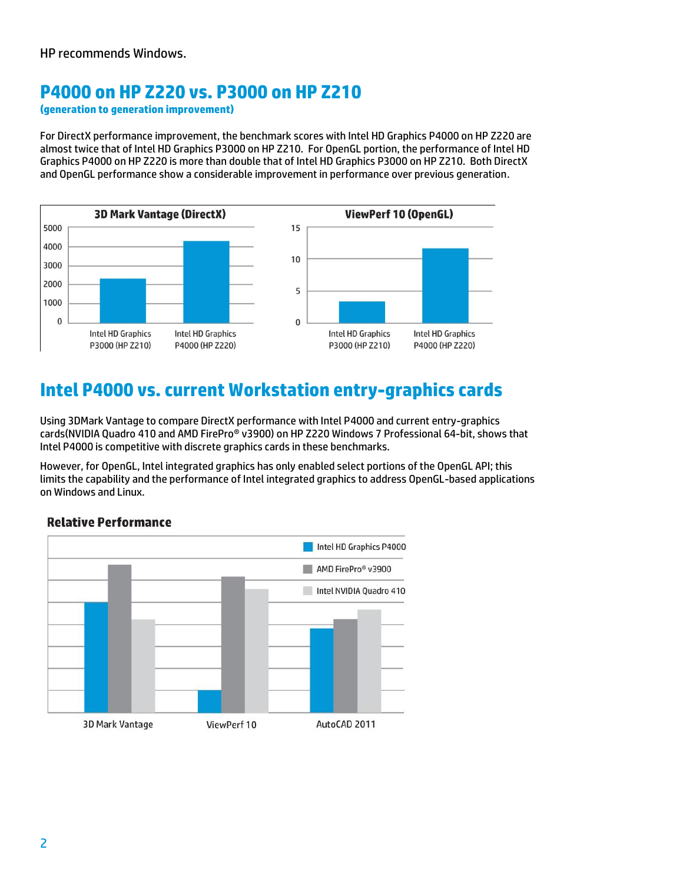HP recommends Windows.

## P4000 on HP Z220 vs. P3000 on HP Z210

**(generation to generation improvement)**

For DirectX performance improvement, the benchmark scores with Intel HD Graphics P4000 on HP Z220 are almost twice that of Intel HD Graphics P3000 on HP Z210. For OpenGL portion, the performance of Intel HD Graphics P4000 on HP Z220 is more than double that of Intel HD Graphics P3000 on HP Z210. Both DirectX and OpenGL performance show a considerable improvement in performance over previous generation.

**3D Mark Vantage (DirectX)**

**ViewPerf 10 (OpenGL)**

## Intel P4000 vs. current Workstation entry-graphics cards

Using 3DMark Vantage to compare DirectX performance with Intel P4000 and current entry-graphics cards(NVIDIA Quadro 410 and AMD FirePro® v3900) on HP Z220 Windows 7 Professional 64-bit, shows that Intel P4000 is competitive with discrete graphics cards in these benchmarks.

However, for OpenGL, Intel integrated graphics has only enabled select portions of the OpenGL API; this limits the capability and the performance of Intel integrated graphics to address OpenGL-based applications on Windows and Linux.

**Relative Performance**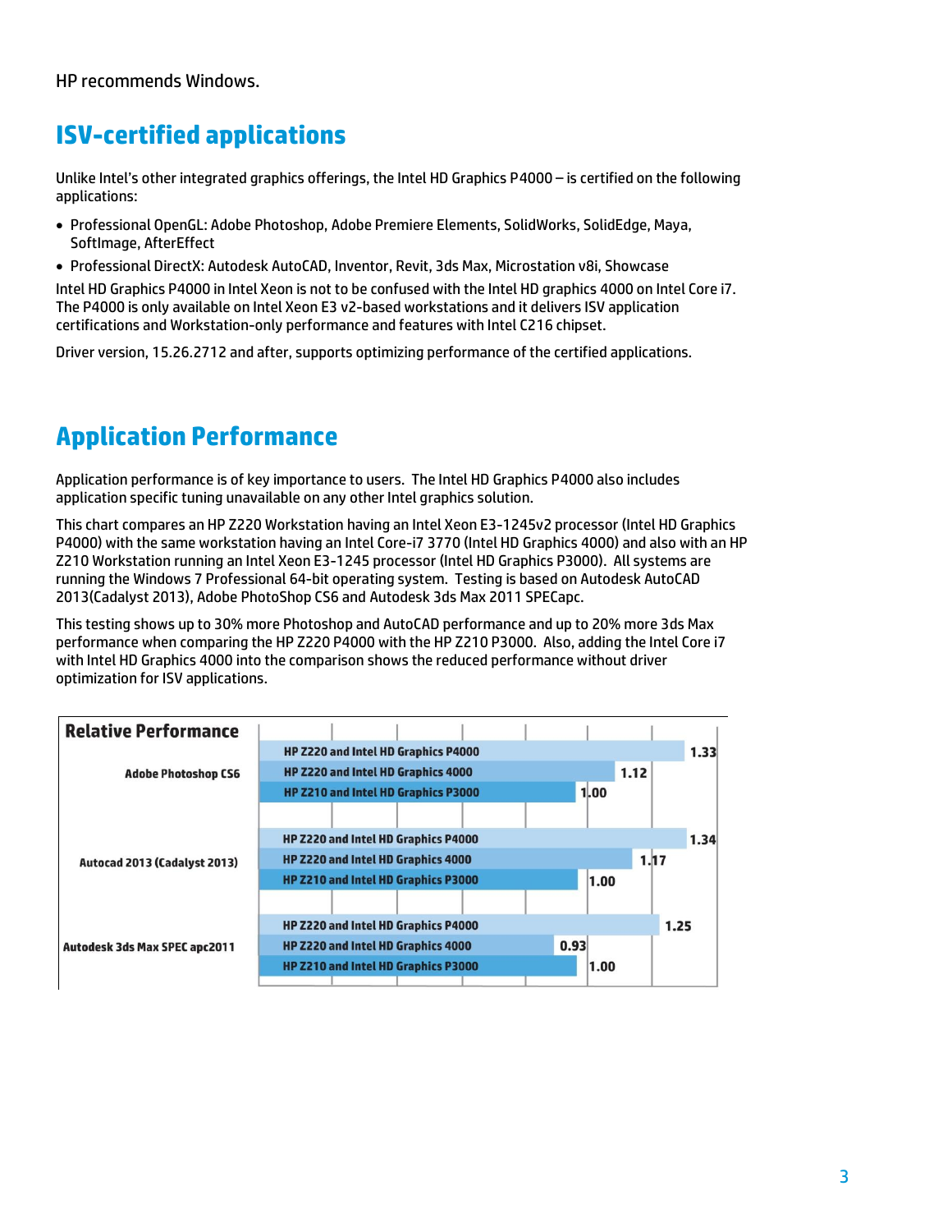HP recommends Windows.

## ISV-certified applications

Unlike Intel's other integrated graphics offerings, the Intel HD Graphics P4000 – is certified on the following applications:

- Professional OpenGL: Adobe Photoshop, Adobe Premiere Elements, SolidWorks, SolidEdge, Maya, SoftImage, AfterEffect
- Professional DirectX: Autodesk AutoCAD, Inventor, Revit, 3ds Max, Microstation v8i, Showcase

Intel HD Graphics P4000 in Intel Xeon is not to be confused with the Intel HD graphics 4000 on Intel Core i7. The P4000 is only available on Intel Xeon E3 v2-based workstations and it delivers ISV application certifications and Workstation-only performance and features with Intel C216 chipset.

Driver version, 15.26.2712 and after, supports optimizing performance of the certified applications.

## Application Performance

Application performance is of key importance to users. The Intel HD Graphics P4000 also includes application specific tuning unavailable on any other Intel graphics solution.

This chart compares an HP Z220 Workstation having an Intel Xeon E3-1245v2 processor (Intel HD Graphics P4000) with the same workstation having an Intel Core-i7 3770 (Intel HD Graphics 4000) and also with an HP Z210 Workstation running an Intel Xeon E3-1245 processor (Intel HD Graphics P3000). All systems are running the Windows 7 Professional 64-bit operating system. Testing is based on Autodesk AutoCAD 2013(Cadalyst 2013), Adobe PhotoShop CS6 and Autodesk 3ds Max 2011 SPECapc.

This testing shows up to 30% more Photoshop and AutoCAD performance and up to 20% more 3ds Max performance when comparing the HP Z220 P4000 with the HP Z210 P3000. Also, adding the Intel Core i7 with Intel HD Graphics 4000 into the comparison shows the reduced performance without driver optimization for ISV applications.

**Relative Performance**

| Application | System | Relative Performance |
|---|---|---|
| Adobe Photoshop CS6 | HP Z220 and Intel HD Graphics P4000 | 1.33 |
| | HP Z220 and Intel HD Graphics 4000 | 1.12 |
| | HP Z210 and Intel HD Graphics P3000 | 1.00 |
| Autocad 2013 (Cadalyst 2013) | HP Z220 and Intel HD Graphics P4000 | 1.34 |
| | HP Z220 and Intel HD Graphics 4000 | 1.17 |
| | HP Z210 and Intel HD Graphics P3000 | 1.00 |
| Autodesk 3ds Max SPEC apc2011 | HP Z220 and Intel HD Graphics P4000 | 1.25 |
| | HP Z220 and Intel HD Graphics 4000 | 0.93 |
| | HP Z210 and Intel HD Graphics P3000 | 1.00 |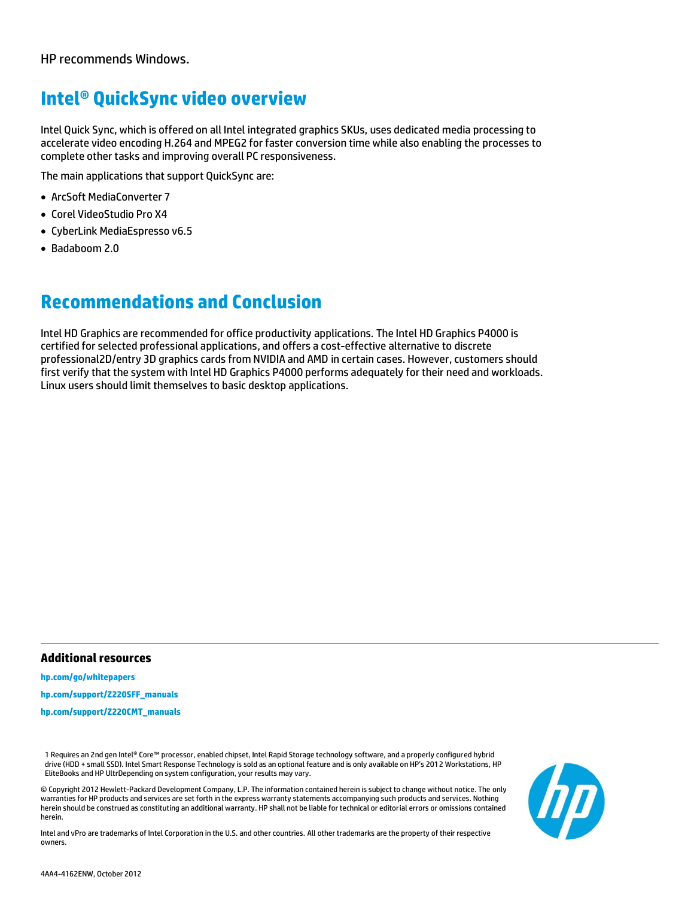HP recommends Windows.

## Intel® QuickSync video overview

Intel Quick Sync, which is offered on all Intel integrated graphics SKUs, uses dedicated media processing to accelerate video encoding H.264 and MPEG2 for faster conversion time while also enabling the processes to complete other tasks and improving overall PC responsiveness.

The main applications that support QuickSync are:

- ArcSoft MediaConverter 7
- Corel VideoStudio Pro X4
- CyberLink MediaEspresso v6.5
- Badaboom 2.0

## Recommendations and Conclusion

Intel HD Graphics are recommended for office productivity applications. The Intel HD Graphics P4000 is certified for selected professional applications, and offers a cost-effective alternative to discrete professional2D/entry 3D graphics cards from NVIDIA and AMD in certain cases. However, customers should first verify that the system with Intel HD Graphics P4000 performs adequately for their need and workloads. Linux users should limit themselves to basic desktop applications.

### Additional resources

**hp.com/go/whitepapers**

**hp.com/support/Z220SFF_manuals**

**hp.com/support/Z220CMT_manuals**

1 Requires an 2nd gen Intel® Core™ processor, enabled chipset, Intel Rapid Storage technology software, and a properly configured hybrid drive (HDD + small SSD). Intel Smart Response Technology is sold as an optional feature and is only available on HP's 2012 Workstations, HP EliteBooks and HP UltrDepending on system configuration, your results may vary.

© Copyright 2012 Hewlett-Packard Development Company, L.P. The information contained herein is subject to change without notice. The only warranties for HP products and services are set forth in the express warranty statements accompanying such products and services. Nothing herein should be construed as constituting an additional warranty. HP shall not be liable for technical or editorial errors or omissions contained herein.

Intel and vPro are trademarks of Intel Corporation in the U.S. and other countries. All other trademarks are the property of their respective owners.

4AA4-4162ENW, October 2012